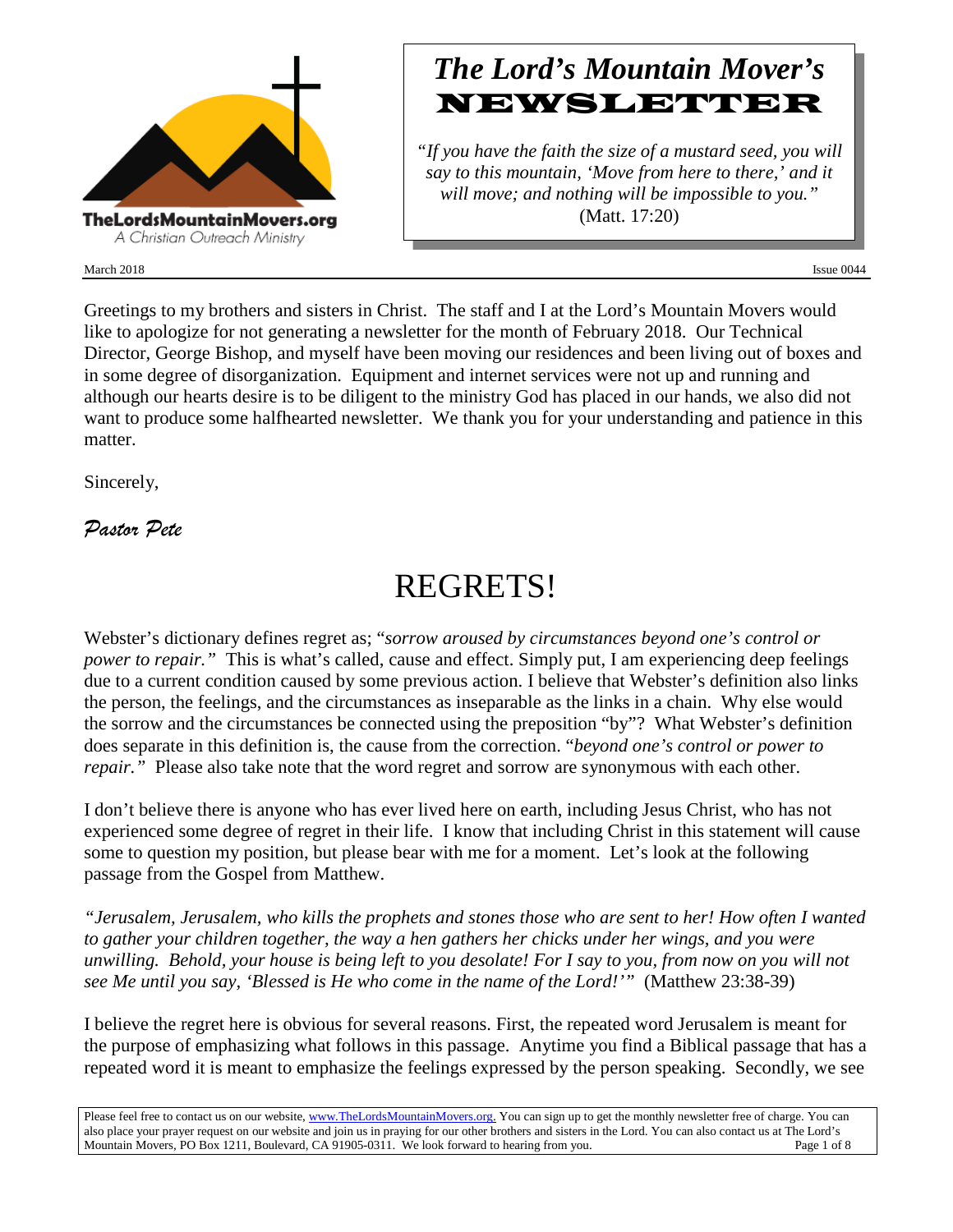TheLordsMountainMovers.org
A Christian Outreach Ministry

# *The Lord's Mountain Mover's* NEWSLETTER

*"If you have the faith the size of a mustard seed, you will say to this mountain, 'Move from here to there,' and it will move; and nothing will be impossible to you."* (Matt. 17:20)

March 2018 Issue 0044

Greetings to my brothers and sisters in Christ. The staff and I at the Lord's Mountain Movers would like to apologize for not generating a newsletter for the month of February 2018. Our Technical Director, George Bishop, and myself have been moving our residences and been living out of boxes and in some degree of disorganization. Equipment and internet services were not up and running and although our hearts desire is to be diligent to the ministry God has placed in our hands, we also did not want to produce some halfhearted newsletter. We thank you for your understanding and patience in this matter.

Sincerely,

*Pastor Pete*

# REGRETS!

Webster's dictionary defines regret as; "*sorrow aroused by circumstances beyond one's control or power to repair."* This is what's called, cause and effect. Simply put, I am experiencing deep feelings due to a current condition caused by some previous action. I believe that Webster's definition also links the person, the feelings, and the circumstances as inseparable as the links in a chain. Why else would the sorrow and the circumstances be connected using the preposition "by"? What Webster's definition does separate in this definition is, the cause from the correction. "*beyond one's control or power to repair."* Please also take note that the word regret and sorrow are synonymous with each other.

I don't believe there is anyone who has ever lived here on earth, including Jesus Christ, who has not experienced some degree of regret in their life. I know that including Christ in this statement will cause some to question my position, but please bear with me for a moment. Let's look at the following passage from the Gospel from Matthew.

*"Jerusalem, Jerusalem, who kills the prophets and stones those who are sent to her! How often I wanted to gather your children together, the way a hen gathers her chicks under her wings, and you were unwilling. Behold, your house is being left to you desolate! For I say to you, from now on you will not see Me until you say, 'Blessed is He who come in the name of the Lord!'"* (Matthew 23:38-39)

I believe the regret here is obvious for several reasons. First, the repeated word Jerusalem is meant for the purpose of emphasizing what follows in this passage. Anytime you find a Biblical passage that has a repeated word it is meant to emphasize the feelings expressed by the person speaking. Secondly, we see

Please feel free to contact us on our website, www.TheLordsMountainMovers.org. You can sign up to get the monthly newsletter free of charge. You can also place your prayer request on our website and join us in praying for our other brothers and sisters in the Lord. You can also contact us at The Lord's Mountain Movers, PO Box 1211, Boulevard, CA 91905-0311. We look forward to hearing from you.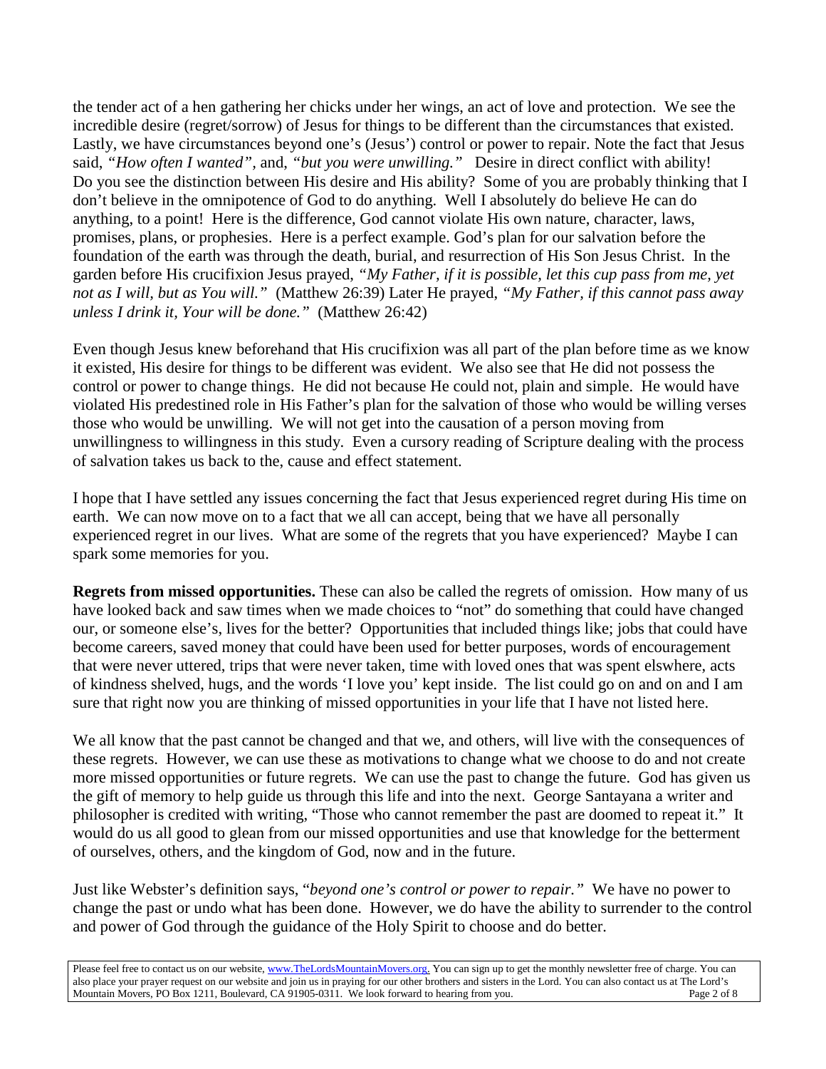the tender act of a hen gathering her chicks under her wings, an act of love and protection. We see the incredible desire (regret/sorrow) of Jesus for things to be different than the circumstances that existed. Lastly, we have circumstances beyond one's (Jesus') control or power to repair. Note the fact that Jesus said, *"How often I wanted",* and, *"but you were unwilling."* Desire in direct conflict with ability! Do you see the distinction between His desire and His ability? Some of you are probably thinking that I don't believe in the omnipotence of God to do anything. Well I absolutely do believe He can do anything, to a point! Here is the difference, God cannot violate His own nature, character, laws, promises, plans, or prophesies. Here is a perfect example. God's plan for our salvation before the foundation of the earth was through the death, burial, and resurrection of His Son Jesus Christ. In the garden before His crucifixion Jesus prayed, *"My Father, if it is possible, let this cup pass from me, yet not as I will, but as You will."* (Matthew 26:39) Later He prayed, *"My Father, if this cannot pass away unless I drink it, Your will be done."* (Matthew 26:42)

Even though Jesus knew beforehand that His crucifixion was all part of the plan before time as we know it existed, His desire for things to be different was evident. We also see that He did not possess the control or power to change things. He did not because He could not, plain and simple. He would have violated His predestined role in His Father's plan for the salvation of those who would be willing verses those who would be unwilling. We will not get into the causation of a person moving from unwillingness to willingness in this study. Even a cursory reading of Scripture dealing with the process of salvation takes us back to the, cause and effect statement.

I hope that I have settled any issues concerning the fact that Jesus experienced regret during His time on earth. We can now move on to a fact that we all can accept, being that we have all personally experienced regret in our lives. What are some of the regrets that you have experienced? Maybe I can spark some memories for you.

**Regrets from missed opportunities.** These can also be called the regrets of omission. How many of us have looked back and saw times when we made choices to "not" do something that could have changed our, or someone else's, lives for the better? Opportunities that included things like; jobs that could have become careers, saved money that could have been used for better purposes, words of encouragement that were never uttered, trips that were never taken, time with loved ones that was spent elswhere, acts of kindness shelved, hugs, and the words 'I love you' kept inside. The list could go on and on and I am sure that right now you are thinking of missed opportunities in your life that I have not listed here.

We all know that the past cannot be changed and that we, and others, will live with the consequences of these regrets. However, we can use these as motivations to change what we choose to do and not create more missed opportunities or future regrets. We can use the past to change the future. God has given us the gift of memory to help guide us through this life and into the next. George Santayana a writer and philosopher is credited with writing, "Those who cannot remember the past are doomed to repeat it." It would do us all good to glean from our missed opportunities and use that knowledge for the betterment of ourselves, others, and the kingdom of God, now and in the future.

Just like Webster's definition says, "*beyond one's control or power to repair."* We have no power to change the past or undo what has been done. However, we do have the ability to surrender to the control and power of God through the guidance of the Holy Spirit to choose and do better.

Please feel free to contact us on our website, www.TheLordsMountainMovers.org. You can sign up to get the monthly newsletter free of charge. You can also place your prayer request on our website and join us in praying for our other brothers and sisters in the Lord. You can also contact us at The Lord's Mountain Movers, PO Box 1211, Boulevard, CA 91905-0311. We look forward to hearing from you.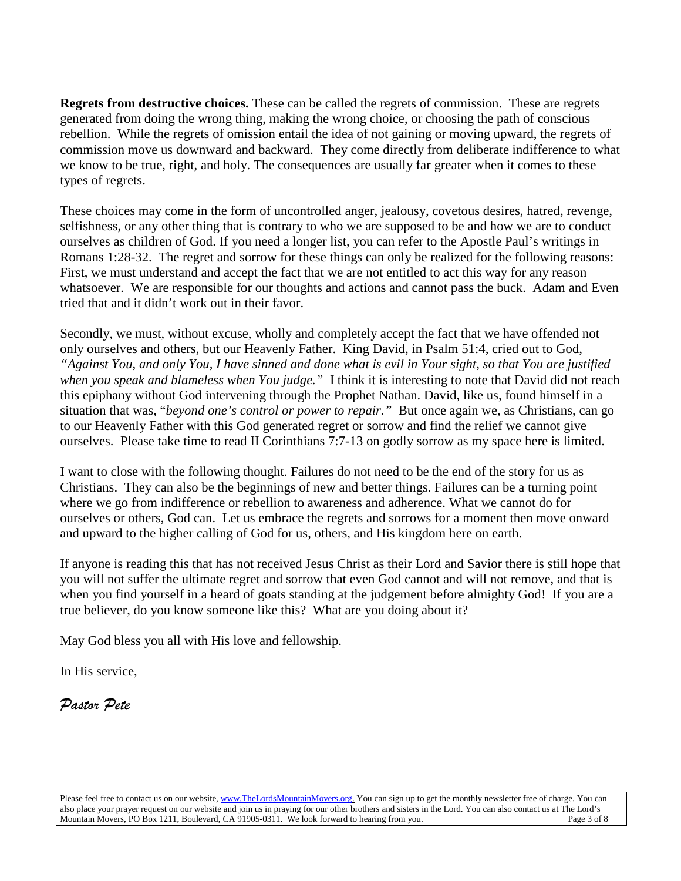**Regrets from destructive choices.** These can be called the regrets of commission. These are regrets generated from doing the wrong thing, making the wrong choice, or choosing the path of conscious rebellion. While the regrets of omission entail the idea of not gaining or moving upward, the regrets of commission move us downward and backward. They come directly from deliberate indifference to what we know to be true, right, and holy. The consequences are usually far greater when it comes to these types of regrets.

These choices may come in the form of uncontrolled anger, jealousy, covetous desires, hatred, revenge, selfishness, or any other thing that is contrary to who we are supposed to be and how we are to conduct ourselves as children of God. If you need a longer list, you can refer to the Apostle Paul's writings in Romans 1:28-32. The regret and sorrow for these things can only be realized for the following reasons: First, we must understand and accept the fact that we are not entitled to act this way for any reason whatsoever. We are responsible for our thoughts and actions and cannot pass the buck. Adam and Even tried that and it didn't work out in their favor.

Secondly, we must, without excuse, wholly and completely accept the fact that we have offended not only ourselves and others, but our Heavenly Father. King David, in Psalm 51:4, cried out to God, *"Against You, and only You, I have sinned and done what is evil in Your sight, so that You are justified when you speak and blameless when You judge."* I think it is interesting to note that David did not reach this epiphany without God intervening through the Prophet Nathan. David, like us, found himself in a situation that was, "*beyond one's control or power to repair."* But once again we, as Christians, can go to our Heavenly Father with this God generated regret or sorrow and find the relief we cannot give ourselves. Please take time to read II Corinthians 7:7-13 on godly sorrow as my space here is limited.

I want to close with the following thought. Failures do not need to be the end of the story for us as Christians. They can also be the beginnings of new and better things. Failures can be a turning point where we go from indifference or rebellion to awareness and adherence. What we cannot do for ourselves or others, God can. Let us embrace the regrets and sorrows for a moment then move onward and upward to the higher calling of God for us, others, and His kingdom here on earth.

If anyone is reading this that has not received Jesus Christ as their Lord and Savior there is still hope that you will not suffer the ultimate regret and sorrow that even God cannot and will not remove, and that is when you find yourself in a heard of goats standing at the judgement before almighty God! If you are a true believer, do you know someone like this? What are you doing about it?

May God bless you all with His love and fellowship.

In His service,

*Pastor Pete*

Please feel free to contact us on our website, www.TheLordsMountainMovers.org. You can sign up to get the monthly newsletter free of charge. You can also place your prayer request on our website and join us in praying for our other brothers and sisters in the Lord. You can also contact us at The Lord's Mountain Movers, PO Box 1211, Boulevard, CA 91905-0311. We look forward to hearing from you.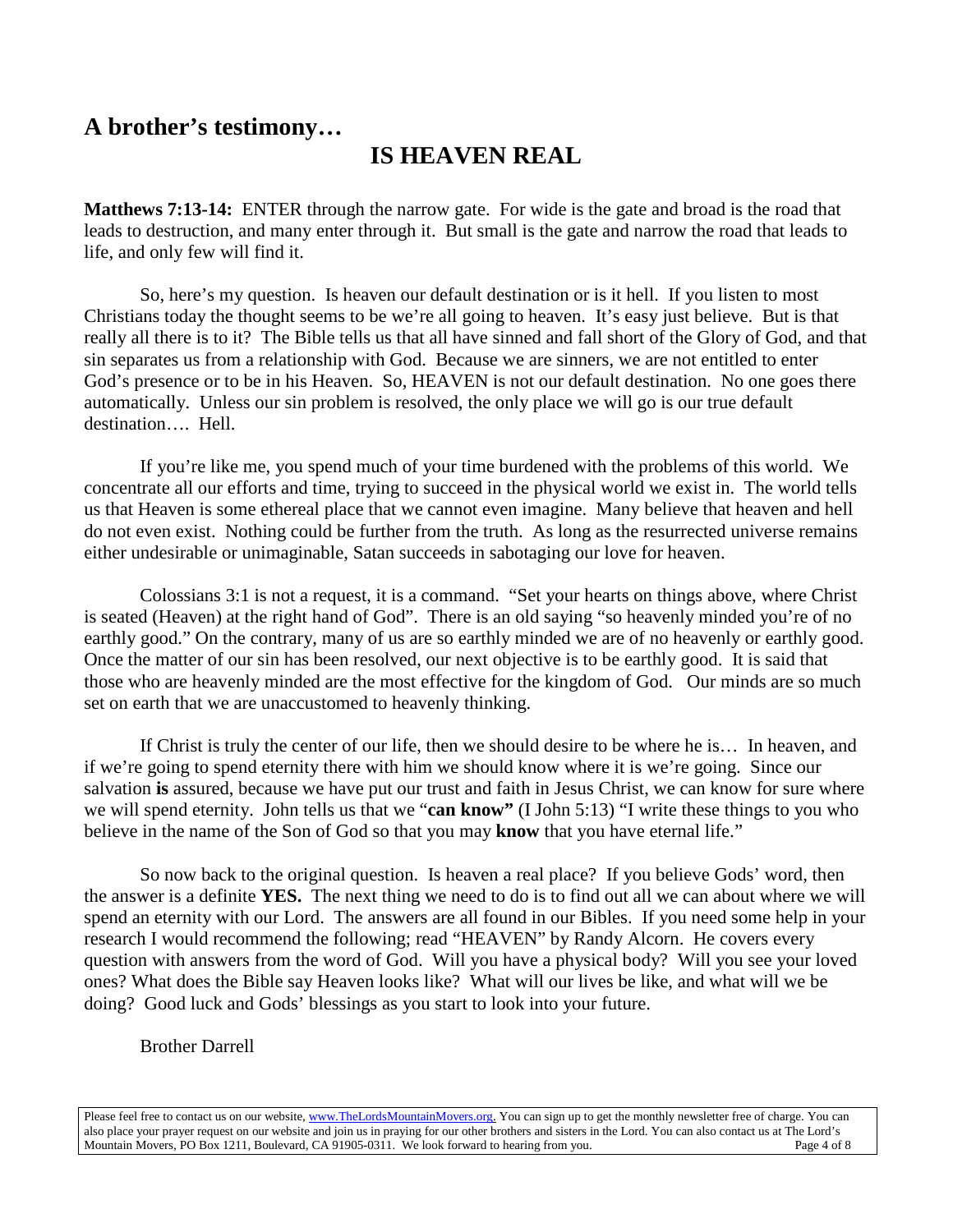## A brother's testimony…

# IS HEAVEN REAL

**Matthews 7:13-14:** ENTER through the narrow gate. For wide is the gate and broad is the road that leads to destruction, and many enter through it. But small is the gate and narrow the road that leads to life, and only few will find it.

So, here's my question. Is heaven our default destination or is it hell. If you listen to most Christians today the thought seems to be we're all going to heaven. It's easy just believe. But is that really all there is to it? The Bible tells us that all have sinned and fall short of the Glory of God, and that sin separates us from a relationship with God. Because we are sinners, we are not entitled to enter God's presence or to be in his Heaven. So, HEAVEN is not our default destination. No one goes there automatically. Unless our sin problem is resolved, the only place we will go is our true default destination…. Hell.

If you're like me, you spend much of your time burdened with the problems of this world. We concentrate all our efforts and time, trying to succeed in the physical world we exist in. The world tells us that Heaven is some ethereal place that we cannot even imagine. Many believe that heaven and hell do not even exist. Nothing could be further from the truth. As long as the resurrected universe remains either undesirable or unimaginable, Satan succeeds in sabotaging our love for heaven.

Colossians 3:1 is not a request, it is a command. "Set your hearts on things above, where Christ is seated (Heaven) at the right hand of God". There is an old saying "so heavenly minded you're of no earthly good." On the contrary, many of us are so earthly minded we are of no heavenly or earthly good. Once the matter of our sin has been resolved, our next objective is to be earthly good. It is said that those who are heavenly minded are the most effective for the kingdom of God. Our minds are so much set on earth that we are unaccustomed to heavenly thinking.

If Christ is truly the center of our life, then we should desire to be where he is… In heaven, and if we're going to spend eternity there with him we should know where it is we're going. Since our salvation **is** assured, because we have put our trust and faith in Jesus Christ, we can know for sure where we will spend eternity. John tells us that we "**can know"** (I John 5:13) "I write these things to you who believe in the name of the Son of God so that you may **know** that you have eternal life."

So now back to the original question. Is heaven a real place? If you believe Gods' word, then the answer is a definite **YES.** The next thing we need to do is to find out all we can about where we will spend an eternity with our Lord. The answers are all found in our Bibles. If you need some help in your research I would recommend the following; read "HEAVEN" by Randy Alcorn. He covers every question with answers from the word of God. Will you have a physical body? Will you see your loved ones? What does the Bible say Heaven looks like? What will our lives be like, and what will we be doing? Good luck and Gods' blessings as you start to look into your future.

Brother Darrell

Please feel free to contact us on our website, www.TheLordsMountainMovers.org. You can sign up to get the monthly newsletter free of charge. You can also place your prayer request on our website and join us in praying for our other brothers and sisters in the Lord. You can also contact us at The Lord's Mountain Movers, PO Box 1211, Boulevard, CA 91905-0311. We look forward to hearing from you.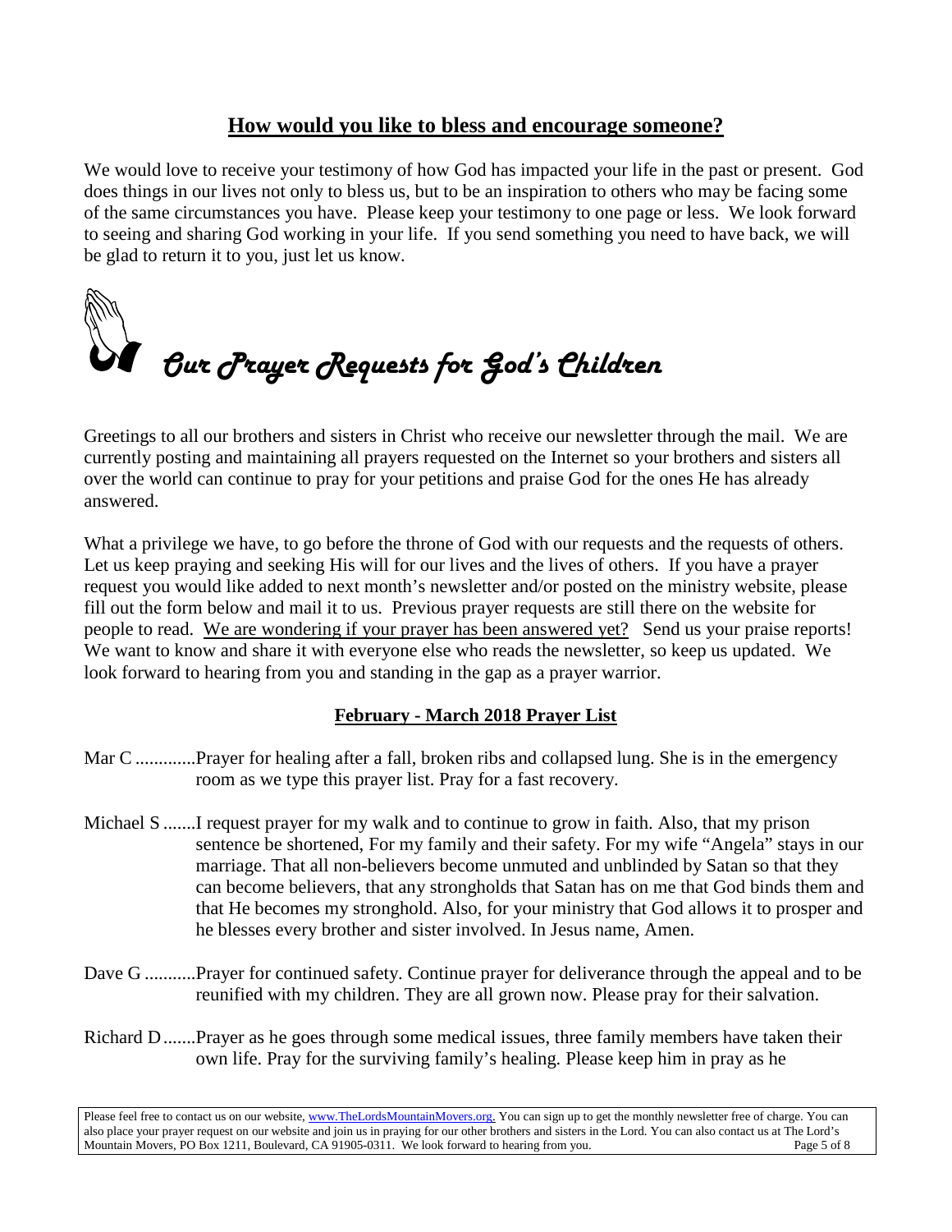## **How would you like to bless and encourage someone?**

We would love to receive your testimony of how God has impacted your life in the past or present. God does things in our lives not only to bless us, but to be an inspiration to others who may be facing some of the same circumstances you have. Please keep your testimony to one page or less. We look forward to seeing and sharing God working in your life. If you send something you need to have back, we will be glad to return it to you, just let us know.

## *Our Prayer Requests for God's Children*

Greetings to all our brothers and sisters in Christ who receive our newsletter through the mail. We are currently posting and maintaining all prayers requested on the Internet so your brothers and sisters all over the world can continue to pray for your petitions and praise God for the ones He has already answered.

What a privilege we have, to go before the throne of God with our requests and the requests of others. Let us keep praying and seeking His will for our lives and the lives of others. If you have a prayer request you would like added to next month's newsletter and/or posted on the ministry website, please fill out the form below and mail it to us. Previous prayer requests are still there on the website for people to read. <u>We are wondering if your prayer has been answered yet?</u> Send us your praise reports! We want to know and share it with everyone else who reads the newsletter, so keep us updated. We look forward to hearing from you and standing in the gap as a prayer warrior.

### **February - March 2018 Prayer List**

Mar C .............Prayer for healing after a fall, broken ribs and collapsed lung. She is in the emergency room as we type this prayer list. Pray for a fast recovery.

Michael S .......I request prayer for my walk and to continue to grow in faith. Also, that my prison sentence be shortened, For my family and their safety. For my wife "Angela" stays in our marriage. That all non-believers become unmuted and unblinded by Satan so that they can become believers, that any strongholds that Satan has on me that God binds them and that He becomes my stronghold. Also, for your ministry that God allows it to prosper and he blesses every brother and sister involved. In Jesus name, Amen.

Dave G ...........Prayer for continued safety. Continue prayer for deliverance through the appeal and to be reunified with my children. They are all grown now. Please pray for their salvation.

Richard D.......Prayer as he goes through some medical issues, three family members have taken their own life. Pray for the surviving family's healing. Please keep him in pray as he

Please feel free to contact us on our website, www.TheLordsMountainMovers.org. You can sign up to get the monthly newsletter free of charge. You can also place your prayer request on our website and join us in praying for our other brothers and sisters in the Lord. You can also contact us at The Lord's Mountain Movers, PO Box 1211, Boulevard, CA 91905-0311. We look forward to hearing from you.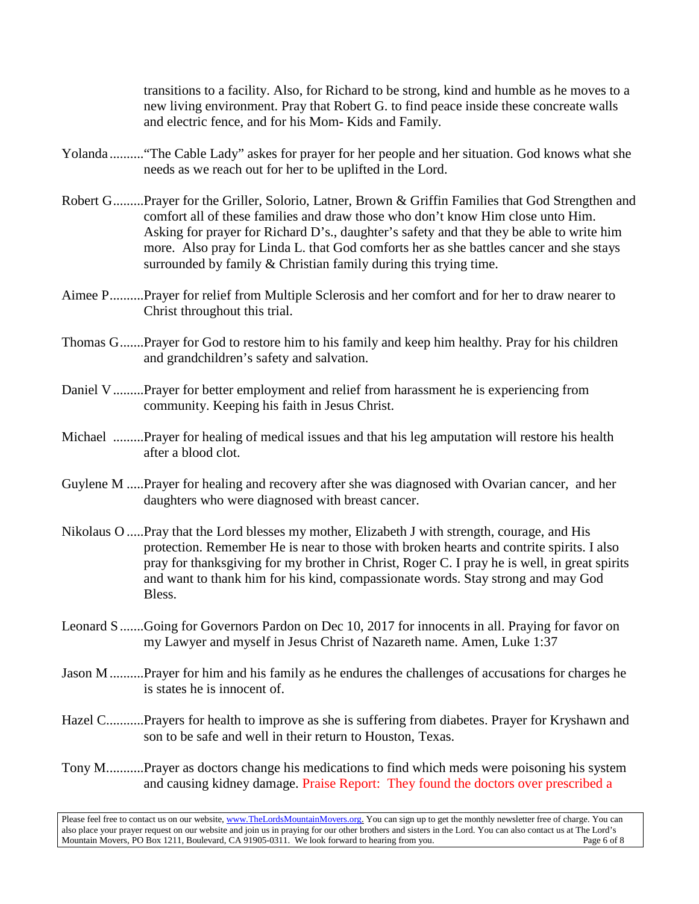transitions to a facility. Also, for Richard to be strong, kind and humble as he moves to a new living environment. Pray that Robert G. to find peace inside these concreate walls and electric fence, and for his Mom- Kids and Family.

Yolanda ..........“The Cable Lady” askes for prayer for her people and her situation. God knows what she needs as we reach out for her to be uplifted in the Lord.

Robert G.........Prayer for the Griller, Solorio, Latner, Brown & Griffin Families that God Strengthen and comfort all of these families and draw those who don’t know Him close unto Him. Asking for prayer for Richard D’s., daughter’s safety and that they be able to write him more. Also pray for Linda L. that God comforts her as she battles cancer and she stays surrounded by family & Christian family during this trying time.

Aimee P..........Prayer for relief from Multiple Sclerosis and her comfort and for her to draw nearer to Christ throughout this trial.

Thomas G.......Prayer for God to restore him to his family and keep him healthy. Pray for his children and grandchildren’s safety and salvation.

Daniel V .........Prayer for better employment and relief from harassment he is experiencing from community. Keeping his faith in Jesus Christ.

Michael .........Prayer for healing of medical issues and that his leg amputation will restore his health after a blood clot.

Guylene M .....Prayer for healing and recovery after she was diagnosed with Ovarian cancer, and her daughters who were diagnosed with breast cancer.

Nikolaus O .....Pray that the Lord blesses my mother, Elizabeth J with strength, courage, and His protection. Remember He is near to those with broken hearts and contrite spirits. I also pray for thanksgiving for my brother in Christ, Roger C. I pray he is well, in great spirits and want to thank him for his kind, compassionate words. Stay strong and may God Bless.

Leonard S .......Going for Governors Pardon on Dec 10, 2017 for innocents in all. Praying for favor on my Lawyer and myself in Jesus Christ of Nazareth name. Amen, Luke 1:37

Jason M ..........Prayer for him and his family as he endures the challenges of accusations for charges he is states he is innocent of.

Hazel C...........Prayers for health to improve as she is suffering from diabetes. Prayer for Kryshawn and son to be safe and well in their return to Houston, Texas.

Tony M...........Prayer as doctors change his medications to find which meds were poisoning his system and causing kidney damage. Praise Report: They found the doctors over prescribed a

Please feel free to contact us on our website, www.TheLordsMountainMovers.org. You can sign up to get the monthly newsletter free of charge. You can also place your prayer request on our website and join us in praying for our other brothers and sisters in the Lord. You can also contact us at The Lord’s Mountain Movers, PO Box 1211, Boulevard, CA 91905-0311. We look forward to hearing from you.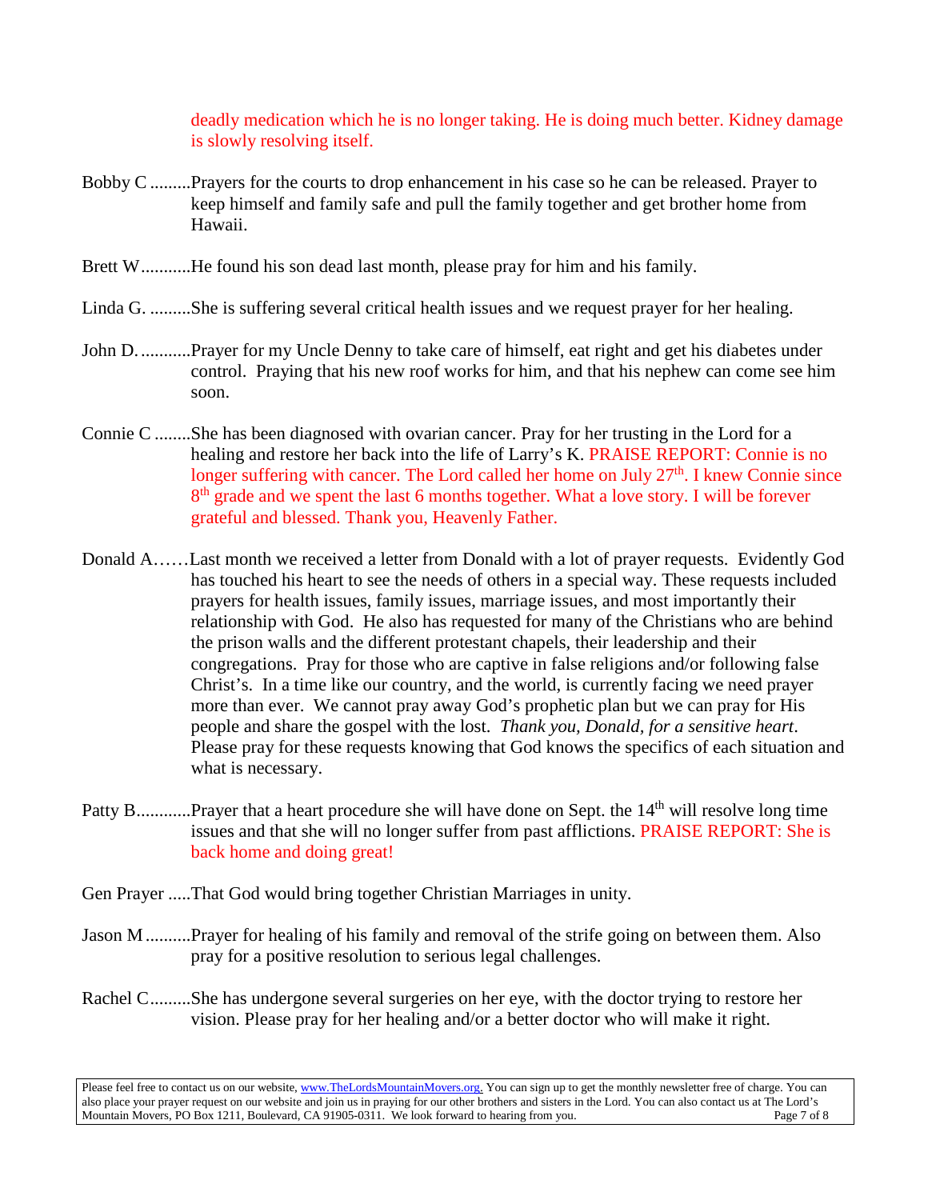deadly medication which he is no longer taking. He is doing much better. Kidney damage is slowly resolving itself.

Bobby C .........Prayers for the courts to drop enhancement in his case so he can be released. Prayer to keep himself and family safe and pull the family together and get brother home from Hawaii.

Brett W...........He found his son dead last month, please pray for him and his family.

Linda G. .........She is suffering several critical health issues and we request prayer for her healing.

John D. ...........Prayer for my Uncle Denny to take care of himself, eat right and get his diabetes under control. Praying that his new roof works for him, and that his nephew can come see him soon.

Connie C ........She has been diagnosed with ovarian cancer. Pray for her trusting in the Lord for a healing and restore her back into the life of Larry's K. PRAISE REPORT: Connie is no longer suffering with cancer. The Lord called her home on July 27th. I knew Connie since 8th grade and we spent the last 6 months together. What a love story. I will be forever grateful and blessed. Thank you, Heavenly Father.

Donald A……Last month we received a letter from Donald with a lot of prayer requests. Evidently God has touched his heart to see the needs of others in a special way. These requests included prayers for health issues, family issues, marriage issues, and most importantly their relationship with God. He also has requested for many of the Christians who are behind the prison walls and the different protestant chapels, their leadership and their congregations. Pray for those who are captive in false religions and/or following false Christ's. In a time like our country, and the world, is currently facing we need prayer more than ever. We cannot pray away God's prophetic plan but we can pray for His people and share the gospel with the lost. *Thank you, Donald, for a sensitive heart*. Please pray for these requests knowing that God knows the specifics of each situation and what is necessary.

Patty B............Prayer that a heart procedure she will have done on Sept. the 14th will resolve long time issues and that she will no longer suffer from past afflictions. PRAISE REPORT: She is back home and doing great!

Gen Prayer .....That God would bring together Christian Marriages in unity.

Jason M ..........Prayer for healing of his family and removal of the strife going on between them. Also pray for a positive resolution to serious legal challenges.

Rachel C.........She has undergone several surgeries on her eye, with the doctor trying to restore her vision. Please pray for her healing and/or a better doctor who will make it right.

Please feel free to contact us on our website, www.TheLordsMountainMovers.org. You can sign up to get the monthly newsletter free of charge. You can also place your prayer request on our website and join us in praying for our other brothers and sisters in the Lord. You can also contact us at The Lord's Mountain Movers, PO Box 1211, Boulevard, CA 91905-0311. We look forward to hearing from you.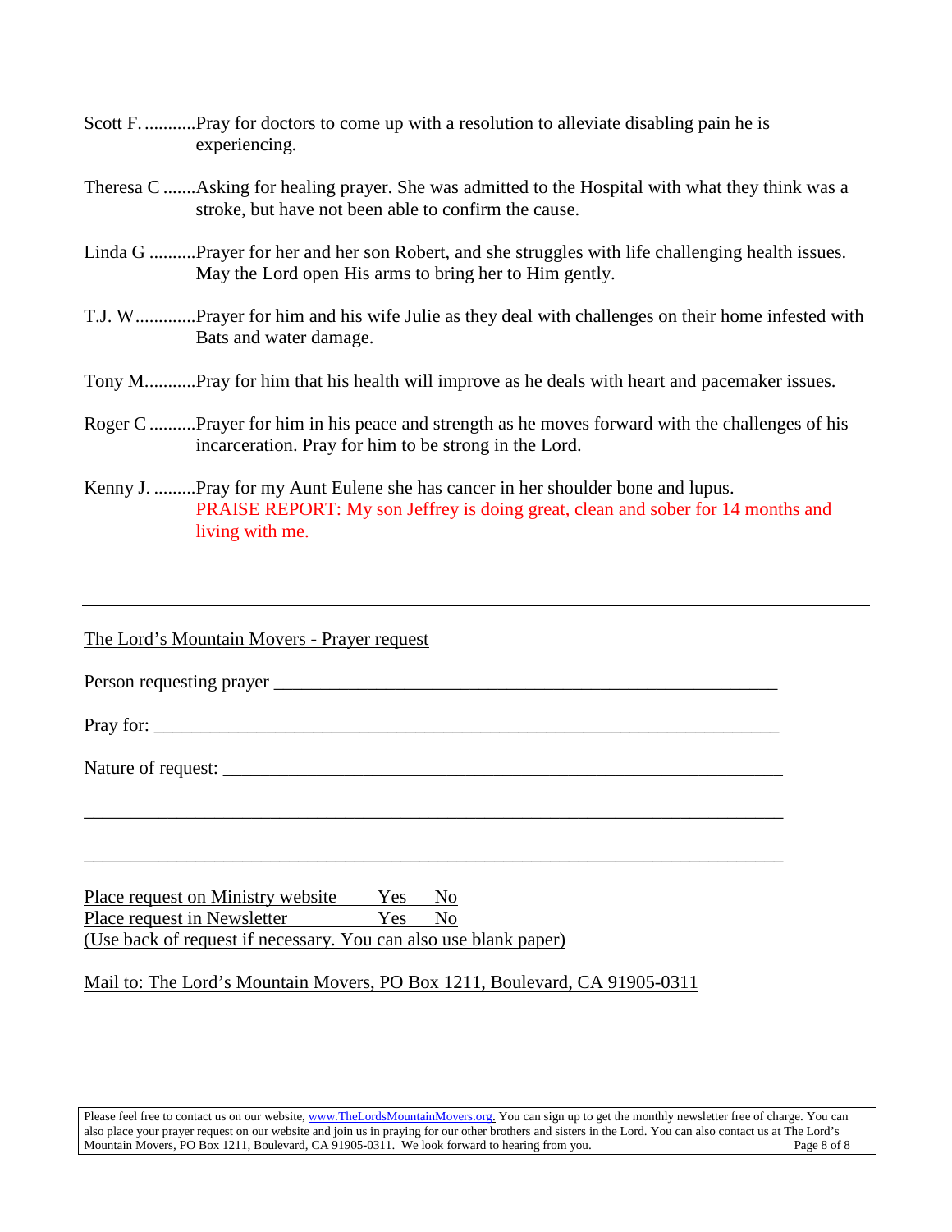Scott F. ...........Pray for doctors to come up with a resolution to alleviate disabling pain he is experiencing.

Theresa C .......Asking for healing prayer. She was admitted to the Hospital with what they think was a stroke, but have not been able to confirm the cause.

Linda G ..........Prayer for her and her son Robert, and she struggles with life challenging health issues. May the Lord open His arms to bring her to Him gently.

T.J. W.............Prayer for him and his wife Julie as they deal with challenges on their home infested with Bats and water damage.

Tony M...........Pray for him that his health will improve as he deals with heart and pacemaker issues.

Roger C ..........Prayer for him in his peace and strength as he moves forward with the challenges of his incarceration. Pray for him to be strong in the Lord.

Kenny J. .........Pray for my Aunt Eulene she has cancer in her shoulder bone and lupus.
PRAISE REPORT: My son Jeffrey is doing great, clean and sober for 14 months and living with me.

---

The Lord's Mountain Movers - Prayer request

Person requesting prayer ________________________________________________________

Pray for: ______________________________________________________________________

Nature of request: ______________________________________________________________

_______________________________________________________________________________

_______________________________________________________________________________

Place request on Ministry website Yes No
Place request in Newsletter Yes No
(Use back of request if necessary. You can also use blank paper)

Mail to: The Lord's Mountain Movers, PO Box 1211, Boulevard, CA 91905-0311

Please feel free to contact us on our website, www.TheLordsMountainMovers.org. You can sign up to get the monthly newsletter free of charge. You can also place your prayer request on our website and join us in praying for our other brothers and sisters in the Lord. You can also contact us at The Lord's Mountain Movers, PO Box 1211, Boulevard, CA 91905-0311. We look forward to hearing from you.